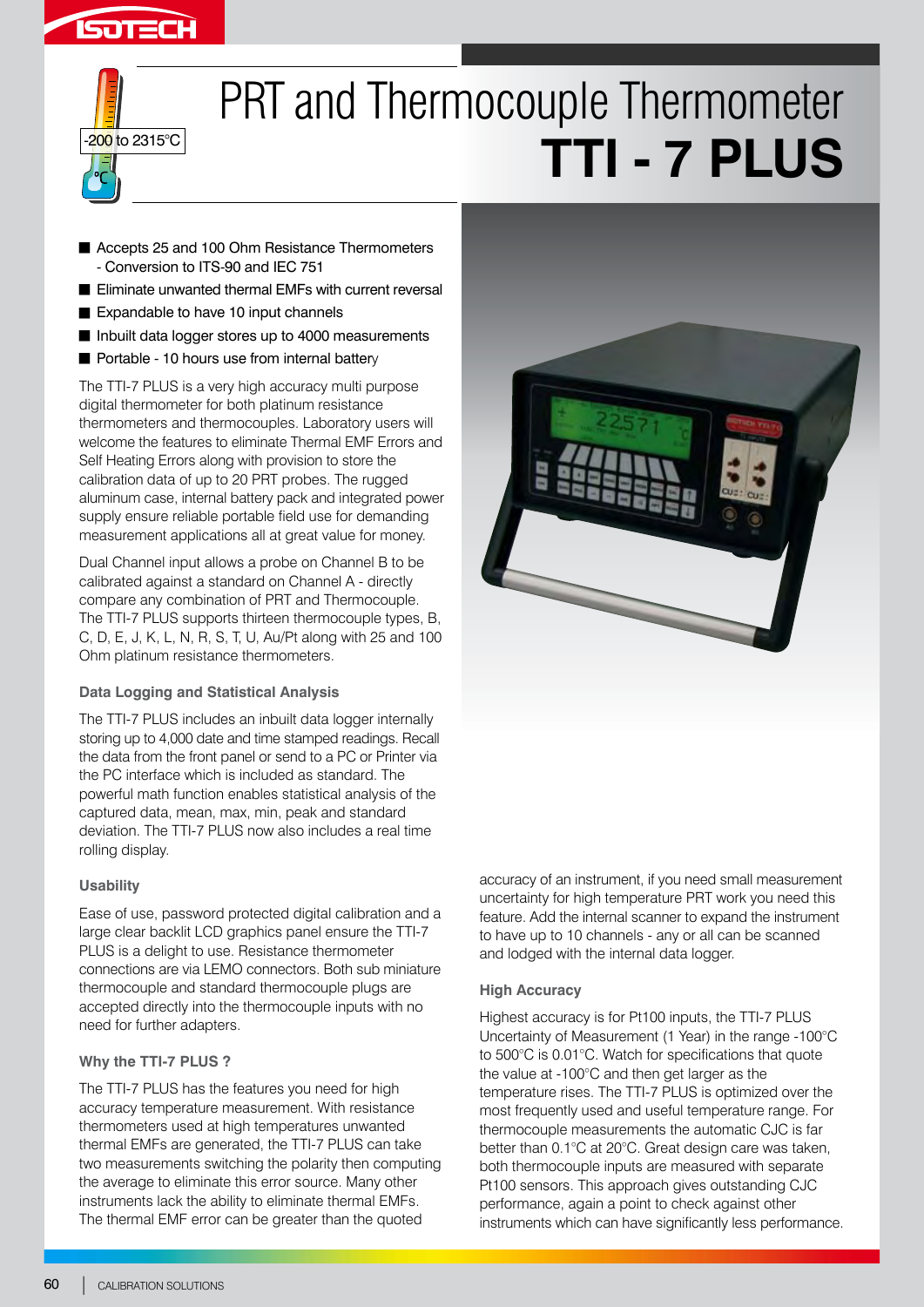-200 to 2315°C

# PRT and Thermocouple Thermometer
# TTI - 7 PLUS

- Accepts 25 and 100 Ohm Resistance Thermometers - Conversion to ITS-90 and IEC 751
- Eliminate unwanted thermal EMFs with current reversal
- Expandable to have 10 input channels
- Inbuilt data logger stores up to 4000 measurements
- Portable - 10 hours use from internal battery

The TTI-7 PLUS is a very high accuracy multi purpose digital thermometer for both platinum resistance thermometers and thermocouples. Laboratory users will welcome the features to eliminate Thermal EMF Errors and Self Heating Errors along with provision to store the calibration data of up to 20 PRT probes. The rugged aluminum case, internal battery pack and integrated power supply ensure reliable portable field use for demanding measurement applications all at great value for money.

Dual Channel input allows a probe on Channel B to be calibrated against a standard on Channel A - directly compare any combination of PRT and Thermocouple. The TTI-7 PLUS supports thirteen thermocouple types, B, C, D, E, J, K, L, N, R, S, T, U, Au/Pt along with 25 and 100 Ohm platinum resistance thermometers.

### Data Logging and Statistical Analysis

The TTI-7 PLUS includes an inbuilt data logger internally storing up to 4,000 date and time stamped readings. Recall the data from the front panel or send to a PC or Printer via the PC interface which is included as standard. The powerful math function enables statistical analysis of the captured data, mean, max, min, peak and standard deviation. The TTI-7 PLUS now also includes a real time rolling display.

### Usability

Ease of use, password protected digital calibration and a large clear backlit LCD graphics panel ensure the TTI-7 PLUS is a delight to use. Resistance thermometer connections are via LEMO connectors. Both sub miniature thermocouple and standard thermocouple plugs are accepted directly into the thermocouple inputs with no need for further adapters.

### Why the TTI-7 PLUS ?

The TTI-7 PLUS has the features you need for high accuracy temperature measurement. With resistance thermometers used at high temperatures unwanted thermal EMFs are generated, the TTI-7 PLUS can take two measurements switching the polarity then computing the average to eliminate this error source. Many other instruments lack the ability to eliminate thermal EMFs. The thermal EMF error can be greater than the quoted accuracy of an instrument, if you need small measurement uncertainty for high temperature PRT work you need this feature. Add the internal scanner to expand the instrument to have up to 10 channels - any or all can be scanned and lodged with the internal data logger.

### High Accuracy

Highest accuracy is for Pt100 inputs, the TTI-7 PLUS Uncertainty of Measurement (1 Year) in the range -100°C to 500°C is 0.01°C. Watch for specifications that quote the value at -100°C and then get larger as the temperature rises. The TTI-7 PLUS is optimized over the most frequently used and useful temperature range. For thermocouple measurements the automatic CJC is far better than 0.1°C at 20°C. Great design care was taken, both thermocouple inputs are measured with separate Pt100 sensors. This approach gives outstanding CJC performance, again a point to check against other instruments which can have significantly less performance.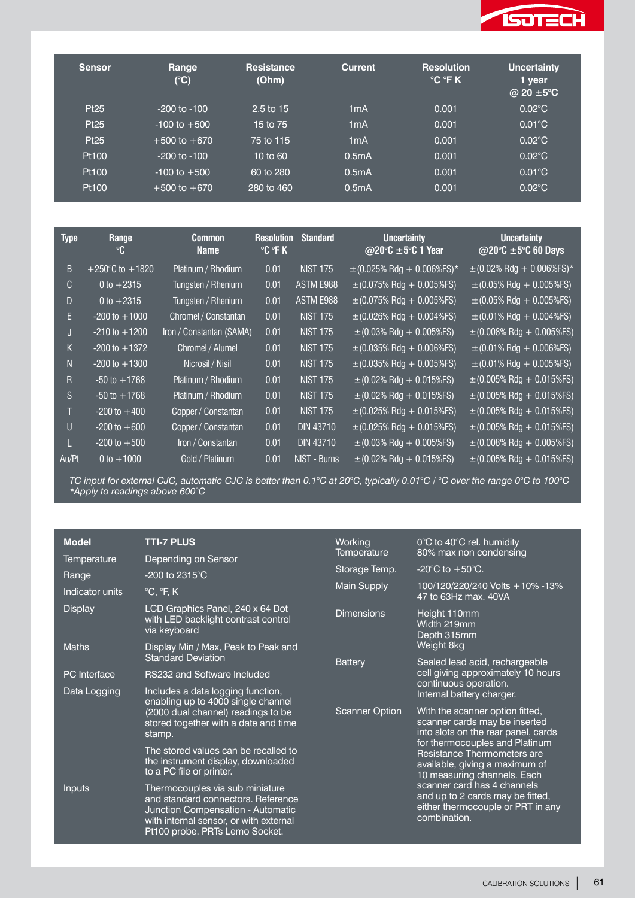| Sensor | Range (°C) | Resistance (Ohm) | Current | Resolution °C °F K | Uncertainty 1 year @ 20 ±5°C |
|---|---|---|---|---|---|
| Pt25 | -200 to -100 | 2.5 to 15 | 1mA | 0.001 | 0.02°C |
| Pt25 | -100 to +500 | 15 to 75 | 1mA | 0.001 | 0.01°C |
| Pt25 | +500 to +670 | 75 to 115 | 1mA | 0.001 | 0.02°C |
| Pt100 | -200 to -100 | 10 to 60 | 0.5mA | 0.001 | 0.02°C |
| Pt100 | -100 to +500 | 60 to 280 | 0.5mA | 0.001 | 0.01°C |
| Pt100 | +500 to +670 | 280 to 460 | 0.5mA | 0.001 | 0.02°C |

| Type | Range °C | Common Name | Resolution °C °F K | Standard | Uncertainty @20°C ±5°C 1 Year | Uncertainty @20°C ±5°C 60 Days |
|---|---|---|---|---|---|---|
| B | +250°C to +1820 | Platinum / Rhodium | 0.01 | NIST 175 | ±(0.025% Rdg + 0.006%FS)* | ±(0.02% Rdg + 0.006%FS)* |
| C | 0 to +2315 | Tungsten / Rhenium | 0.01 | ASTM E988 | ±(0.075% Rdg + 0.005%FS) | ±(0.05% Rdg + 0.005%FS) |
| D | 0 to +2315 | Tungsten / Rhenium | 0.01 | ASTM E988 | ±(0.075% Rdg + 0.005%FS) | ±(0.05% Rdg + 0.005%FS) |
| E | -200 to +1000 | Chromel / Constantan | 0.01 | NIST 175 | ±(0.026% Rdg + 0.004%FS) | ±(0.01% Rdg + 0.004%FS) |
| J | -210 to +1200 | Iron / Constantan (SAMA) | 0.01 | NIST 175 | ±(0.03% Rdg + 0.005%FS) | ±(0.008% Rdg + 0.005%FS) |
| K | -200 to +1372 | Chromel / Alumel | 0.01 | NIST 175 | ±(0.035% Rdg + 0.006%FS) | ±(0.01% Rdg + 0.006%FS) |
| N | -200 to +1300 | Nicrosil / Nisil | 0.01 | NIST 175 | ±(0.035% Rdg + 0.005%FS) | ±(0.01% Rdg + 0.005%FS) |
| R | -50 to +1768 | Platinum / Rhodium | 0.01 | NIST 175 | ±(0.02% Rdg + 0.015%FS) | ±(0.005% Rdg + 0.015%FS) |
| S | -50 to +1768 | Platinum / Rhodium | 0.01 | NIST 175 | ±(0.02% Rdg + 0.015%FS) | ±(0.005% Rdg + 0.015%FS) |
| T | -200 to +400 | Copper / Constantan | 0.01 | NIST 175 | ±(0.025% Rdg + 0.015%FS) | ±(0.005% Rdg + 0.015%FS) |
| U | -200 to +600 | Copper / Constantan | 0.01 | DIN 43710 | ±(0.025% Rdg + 0.015%FS) | ±(0.005% Rdg + 0.015%FS) |
| L | -200 to +500 | Iron / Constantan | 0.01 | DIN 43710 | ±(0.03% Rdg + 0.005%FS) | ±(0.008% Rdg + 0.005%FS) |
| Au/Pt | 0 to +1000 | Gold / Platinum | 0.01 | NIST - Burns | ±(0.02% Rdg + 0.015%FS) | ±(0.005% Rdg + 0.015%FS) |

*TC input for external CJC, automatic CJC is better than 0.1°C at 20°C, typically 0.01°C / °C over the range 0°C to 100°C*
*\*Apply to readings above 600°C*

| | |
|---|---|
| **Model** | **TTI-7 PLUS** |
| Temperature Range | Depending on Sensor -200 to 2315°C |
| Indicator units | °C, °F, K |
| Display | LCD Graphics Panel, 240 x 64 Dot with LED backlight contrast control via keyboard |
| Maths | Display Min / Max, Peak to Peak and Standard Deviation |
| PC Interface | RS232 and Software Included |
| Data Logging | Includes a data logging function, enabling up to 4000 single channel (2000 dual channel) readings to be stored together with a date and time stamp. The stored values can be recalled to the instrument display, downloaded to a PC file or printer. |
| Inputs | Thermocouples via sub miniature and standard connectors. Reference Junction Compensation - Automatic with internal sensor, or with external Pt100 probe. PRTs Lemo Socket. |
| Working Temperature | 0°C to 40°C rel. humidity 80% max non condensing |
| Storage Temp. | -20°C to +50°C. |
| Main Supply | 100/120/220/240 Volts +10% -13% 47 to 63Hz max. 40VA |
| Dimensions | Height 110mm Width 219mm Depth 315mm Weight 8kg |
| Battery | Sealed lead acid, rechargeable cell giving approximately 10 hours continuous operation. Internal battery charger. |
| Scanner Option | With the scanner option fitted, scanner cards may be inserted into slots on the rear panel, cards for thermocouples and Platinum Resistance Thermometers are available, giving a maximum of 10 measuring channels. Each scanner card has 4 channels and up to 2 cards may be fitted, either thermocouple or PRT in any combination. |